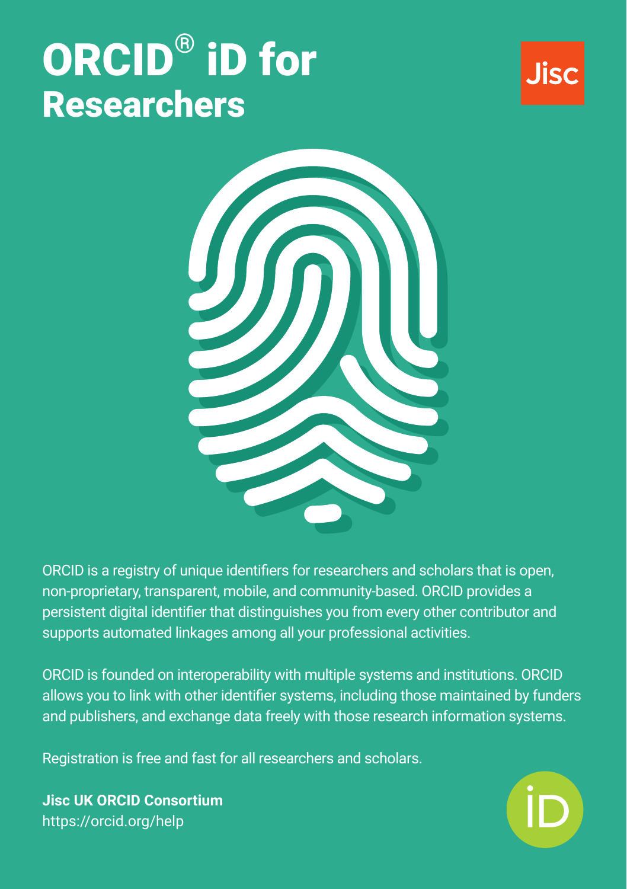# ORCID® iD for Researchers

ORCID is a registry of unique identifiers for researchers and scholars that is open, non-proprietary, transparent, mobile, and community-based. ORCID provides a persistent digital identifier that distinguishes you from every other contributor and supports automated linkages among all your professional activities.

ORCID is founded on interoperability with multiple systems and institutions. ORCID allows you to link with other identifier systems, including those maintained by funders and publishers, and exchange data freely with those research information systems.

Registration is free and fast for all researchers and scholars.

**Jisc UK ORCID Consortium**
https://orcid.org/help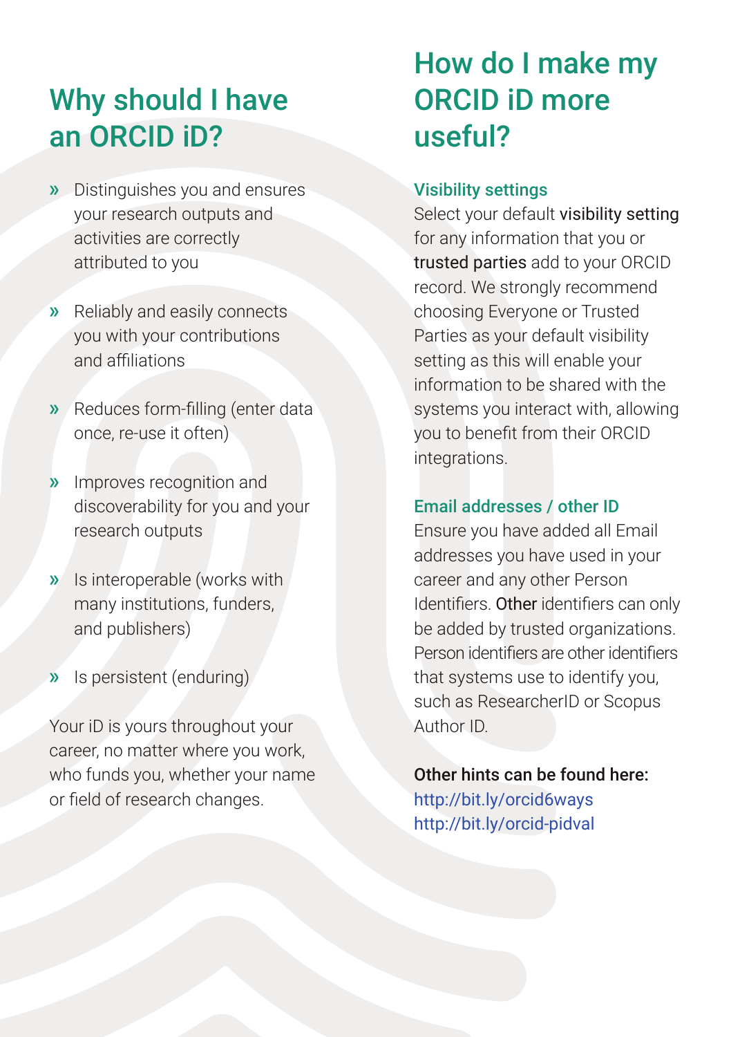## Why should I have an ORCID iD?

- Distinguishes you and ensures your research outputs and activities are correctly attributed to you
- Reliably and easily connects you with your contributions and affiliations
- Reduces form-filling (enter data once, re-use it often)
- Improves recognition and discoverability for you and your research outputs
- Is interoperable (works with many institutions, funders, and publishers)
- Is persistent (enduring)

Your iD is yours throughout your career, no matter where you work, who funds you, whether your name or field of research changes.

## How do I make my ORCID iD more useful?

### Visibility settings

Select your default visibility setting for any information that you or trusted parties add to your ORCID record. We strongly recommend choosing Everyone or Trusted Parties as your default visibility setting as this will enable your information to be shared with the systems you interact with, allowing you to benefit from their ORCID integrations.

### Email addresses / other ID

Ensure you have added all Email addresses you have used in your career and any other Person Identifiers. Other identifiers can only be added by trusted organizations. Person identifiers are other identifiers that systems use to identify you, such as ResearcherID or Scopus Author ID.

**Other hints can be found here:**
http://bit.ly/orcid6ways
http://bit.ly/orcid-pidval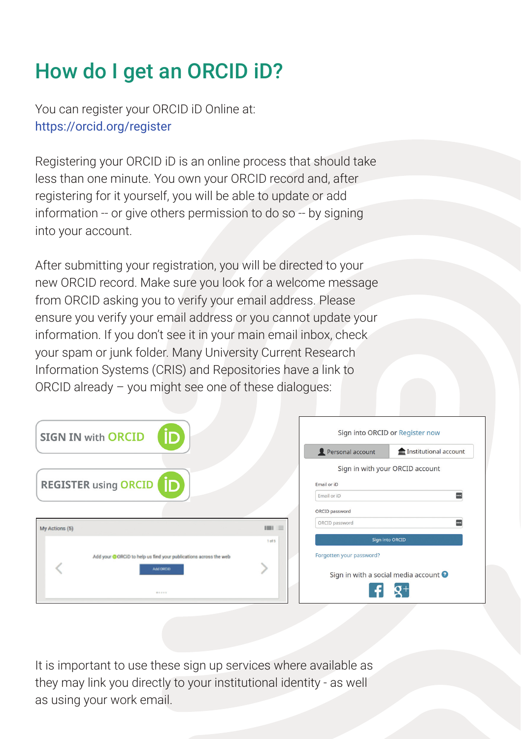# How do I get an ORCID iD?

You can register your ORCID iD Online at:
https://orcid.org/register

Registering your ORCID iD is an online process that should take less than one minute. You own your ORCID record and, after registering for it yourself, you will be able to update or add information -- or give others permission to do so -- by signing into your account.

After submitting your registration, you will be directed to your new ORCID record. Make sure you look for a welcome message from ORCID asking you to verify your email address. Please ensure you verify your email address or you cannot update your information. If you don't see it in your main email inbox, check your spam or junk folder. Many University Current Research Information Systems (CRIS) and Repositories have a link to ORCID already – you might see one of these dialogues:

It is important to use these sign up services where available as they may link you directly to your institutional identity - as well as using your work email.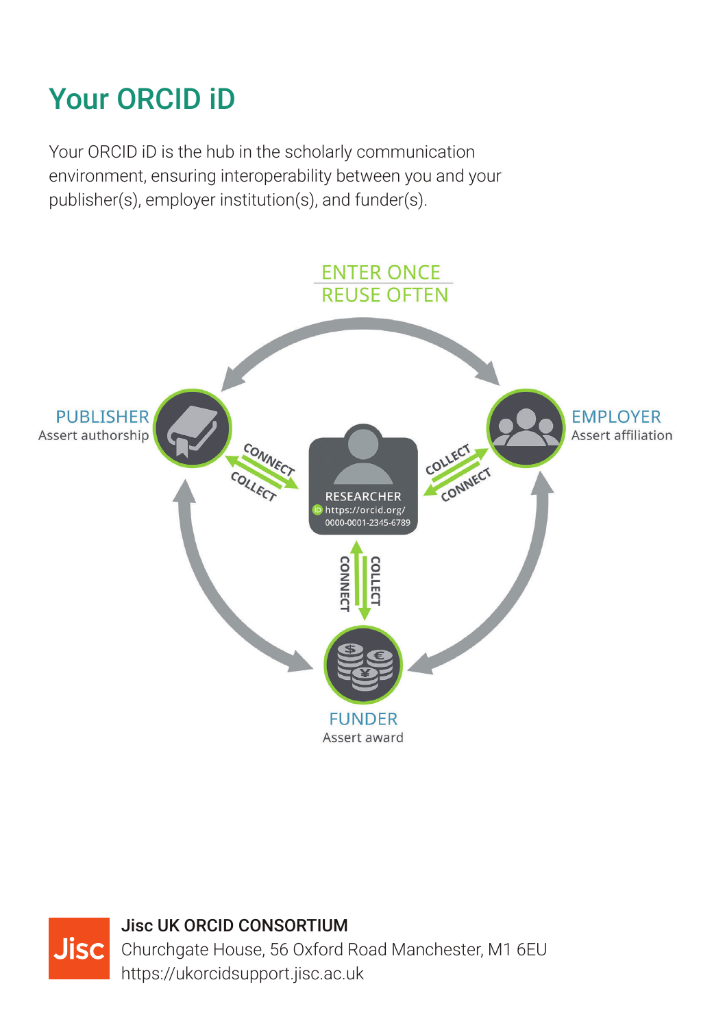# Your ORCID iD

Your ORCID iD is the hub in the scholarly communication environment, ensuring interoperability between you and your publisher(s), employer institution(s), and funder(s).

ENTER ONCE
REUSE OFTEN

PUBLISHER
Assert authorship

EMPLOYER
Assert affiliation

CONNECT
COLLECT

COLLECT
CONNECT

RESEARCHER
https://orcid.org/
0000-0001-2345-6789

CONNECT
COLLECT

FUNDER
Assert award

**Jisc UK ORCID CONSORTIUM**
Churchgate House, 56 Oxford Road Manchester, M1 6EU
https://ukorcidsupport.jisc.ac.uk